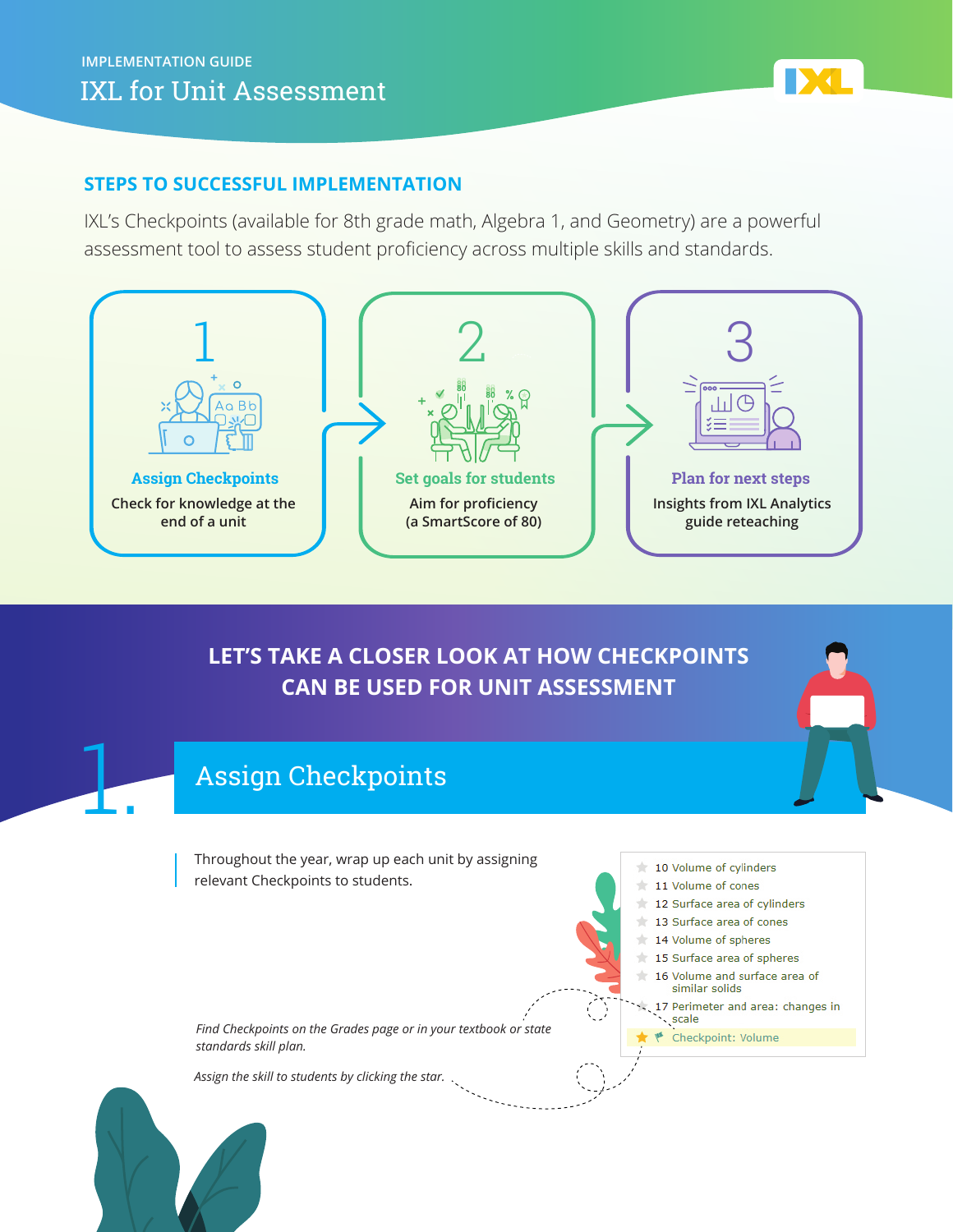IMPLEMENTATION GUIDE

# IXL for Unit Assessment

## STEPS TO SUCCESSFUL IMPLEMENTATION

IXL's Checkpoints (available for 8th grade math, Algebra 1, and Geometry) are a powerful assessment tool to assess student proficiency across multiple skills and standards.

**1 — Assign Checkpoints**
Check for knowledge at the end of a unit

**2 — Set goals for students**
Aim for proficiency (a SmartScore of 80)

**3 — Plan for next steps**
Insights from IXL Analytics guide reteaching

## LET'S TAKE A CLOSER LOOK AT HOW CHECKPOINTS CAN BE USED FOR UNIT ASSESSMENT

## 1. Assign Checkpoints

Throughout the year, wrap up each unit by assigning relevant Checkpoints to students.

- 10 Volume of cylinders
- 11 Volume of cones
- 12 Surface area of cylinders
- 13 Surface area of cones
- 14 Volume of spheres
- 15 Surface area of spheres
- 16 Volume and surface area of similar solids
- 17 Perimeter and area: changes in scale
- Checkpoint: Volume

*Find Checkpoints on the Grades page or in your textbook or state standards skill plan.*

*Assign the skill to students by clicking the star.*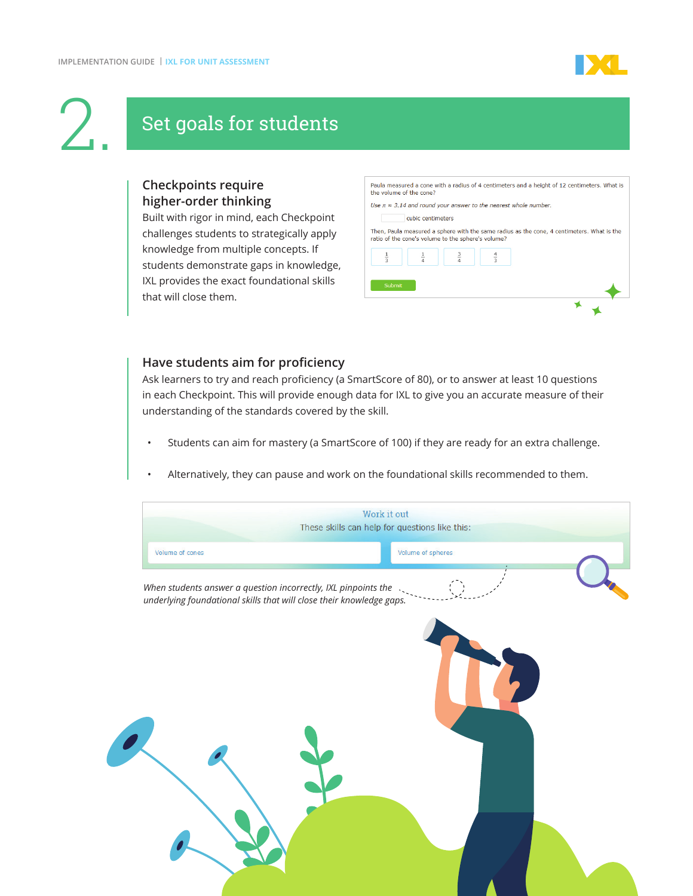# 2. Set goals for students

### Checkpoints require higher-order thinking

Built with rigor in mind, each Checkpoint challenges students to strategically apply knowledge from multiple concepts. If students demonstrate gaps in knowledge, IXL provides the exact foundational skills that will close them.

Paula measured a cone with a radius of 4 centimeters and a height of 12 centimeters. What is the volume of the cone?

*Use $\pi \approx 3.14$ and round your answer to the nearest whole number.*

cubic centimeters

Then, Paula measured a sphere with the same radius as the cone, 4 centimeters. What is the ratio of the cone's volume to the sphere's volume?

$\frac{1}{3}$ $\frac{1}{4}$ $\frac{3}{4}$ $\frac{4}{3}$

Submit

### Have students aim for proficiency

Ask learners to try and reach proficiency (a SmartScore of 80), or to answer at least 10 questions in each Checkpoint. This will provide enough data for IXL to give you an accurate measure of their understanding of the standards covered by the skill.

- Students can aim for mastery (a SmartScore of 100) if they are ready for an extra challenge.
- Alternatively, they can pause and work on the foundational skills recommended to them.

Work it out

These skills can help for questions like this:

Volume of cones | Volume of spheres

*When students answer a question incorrectly, IXL pinpoints the underlying foundational skills that will close their knowledge gaps.*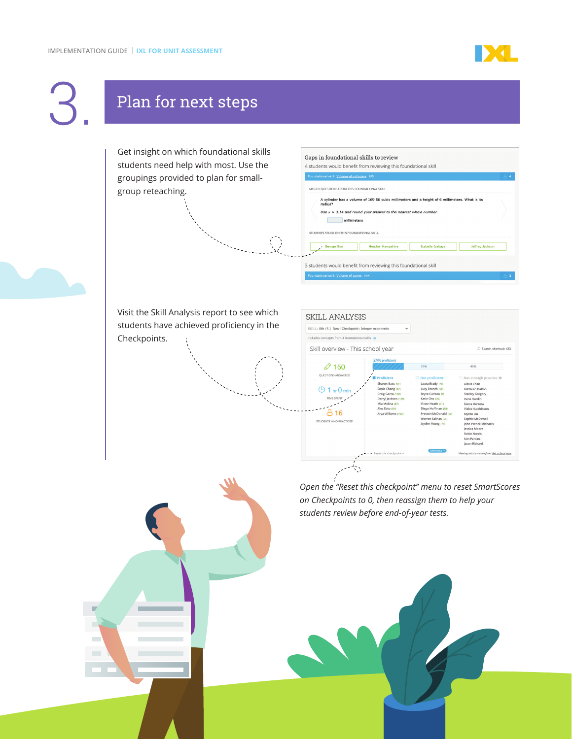# 3. Plan for next steps

Get insight on which foundational skills students need help with most. Use the groupings provided to plan for small-group reteaching.

Visit the Skill Analysis report to see which students have achieved proficiency in the Checkpoints.

*Open the "Reset this checkpoint" menu to reset SmartScores on Checkpoints to 0, then reassign them to help your students review before end-of-year tests.*